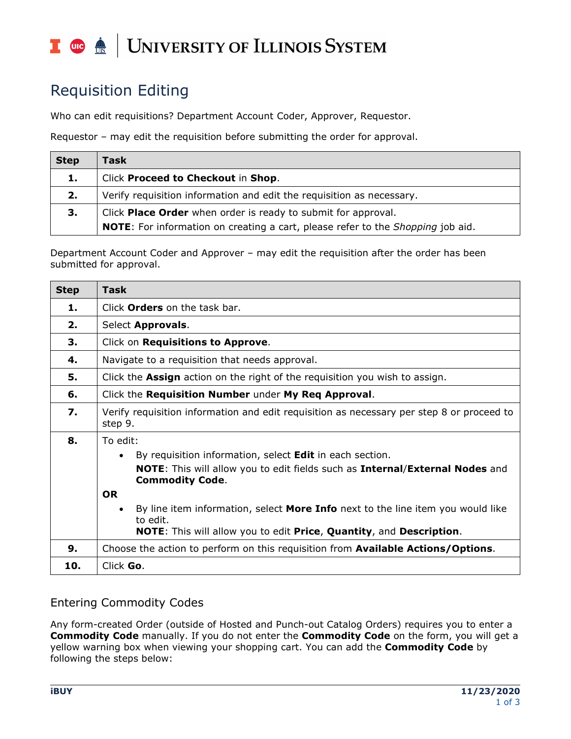# Requisition Editing

Who can edit requisitions? Department Account Coder, Approver, Requestor.

Requestor – may edit the requisition before submitting the order for approval.

| Step | Task |
|---|---|
| **1.** | Click **Proceed to Checkout** in **Shop**. |
| **2.** | Verify requisition information and edit the requisition as necessary. |
| **3.** | Click **Place Order** when order is ready to submit for approval.<br>**NOTE**: For information on creating a cart, please refer to the *Shopping* job aid. |

Department Account Coder and Approver – may edit the requisition after the order has been submitted for approval.

| Step | Task |
|---|---|
| **1.** | Click **Orders** on the task bar. |
| **2.** | Select **Approvals**. |
| **3.** | Click on **Requisitions to Approve**. |
| **4.** | Navigate to a requisition that needs approval. |
| **5.** | Click the **Assign** action on the right of the requisition you wish to assign. |
| **6.** | Click the **Requisition Number** under **My Req Approval**. |
| **7.** | Verify requisition information and edit requisition as necessary per step 8 or proceed to step 9. |
| **8.** | To edit:<br>• By requisition information, select **Edit** in each section.<br>**NOTE**: This will allow you to edit fields such as **Internal**/**External Nodes** and **Commodity Code**.<br>**OR**<br>• By line item information, select **More Info** next to the line item you would like to edit.<br>**NOTE**: This will allow you to edit **Price**, **Quantity**, and **Description**. |
| **9.** | Choose the action to perform on this requisition from **Available Actions/Options**. |
| **10.** | Click **Go**. |

## Entering Commodity Codes

Any form-created Order (outside of Hosted and Punch-out Catalog Orders) requires you to enter a **Commodity Code** manually. If you do not enter the **Commodity Code** on the form, you will get a yellow warning box when viewing your shopping cart. You can add the **Commodity Code** by following the steps below: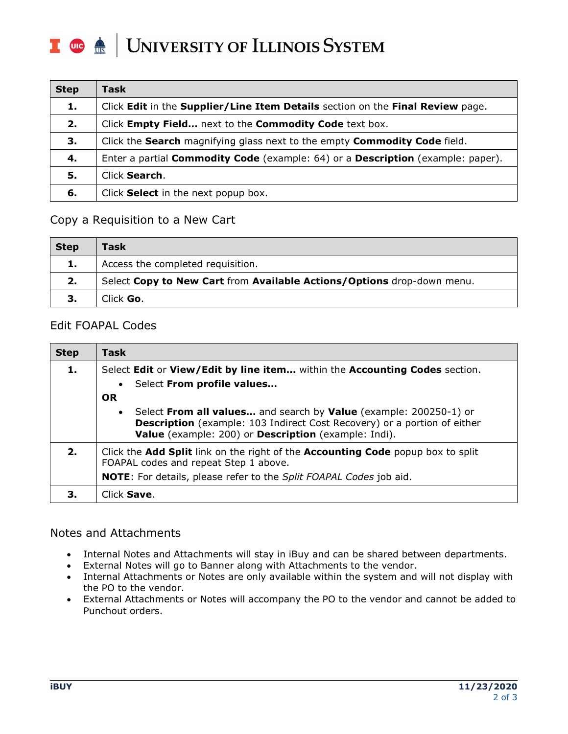| Step | Task |
| --- | --- |
| **1.** | Click **Edit** in the **Supplier/Line Item Details** section on the **Final Review** page. |
| **2.** | Click **Empty Field…** next to the **Commodity Code** text box. |
| **3.** | Click the **Search** magnifying glass next to the empty **Commodity Code** field. |
| **4.** | Enter a partial **Commodity Code** (example: 64) or a **Description** (example: paper). |
| **5.** | Click **Search**. |
| **6.** | Click **Select** in the next popup box. |

## Copy a Requisition to a New Cart

| Step | Task |
| --- | --- |
| **1.** | Access the completed requisition. |
| **2.** | Select **Copy to New Cart** from **Available Actions/Options** drop-down menu. |
| **3.** | Click **Go**. |

## Edit FOAPAL Codes

| Step | Task |
| --- | --- |
| **1.** | Select **Edit** or **View/Edit by line item…** within the **Accounting Codes** section. <br> • Select **From profile values…** <br> **OR** <br> • Select **From all values…** and search by **Value** (example: 200250-1) or **Description** (example: 103 Indirect Cost Recovery) or a portion of either **Value** (example: 200) or **Description** (example: Indi). |
| **2.** | Click the **Add Split** link on the right of the **Accounting Code** popup box to split FOAPAL codes and repeat Step 1 above. <br> **NOTE**: For details, please refer to the *Split FOAPAL Codes* job aid. |
| **3.** | Click **Save**. |

## Notes and Attachments

- Internal Notes and Attachments will stay in iBuy and can be shared between departments.
- External Notes will go to Banner along with Attachments to the vendor.
- Internal Attachments or Notes are only available within the system and will not display with the PO to the vendor.
- External Attachments or Notes will accompany the PO to the vendor and cannot be added to Punchout orders.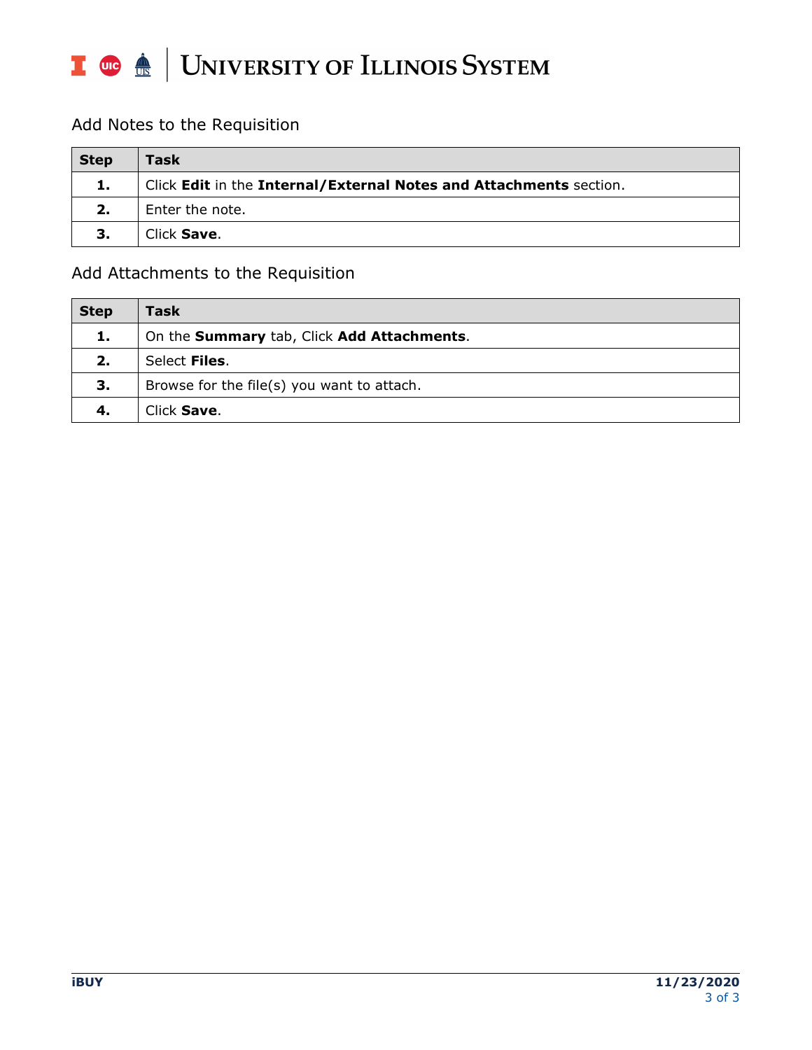## Add Notes to the Requisition

| Step | Task |
|---|---|
| **1.** | Click **Edit** in the **Internal/External Notes and Attachments** section. |
| **2.** | Enter the note. |
| **3.** | Click **Save**. |

## Add Attachments to the Requisition

| Step | Task |
|---|---|
| **1.** | On the **Summary** tab, Click **Add Attachments**. |
| **2.** | Select **Files**. |
| **3.** | Browse for the file(s) you want to attach. |
| **4.** | Click **Save**. |